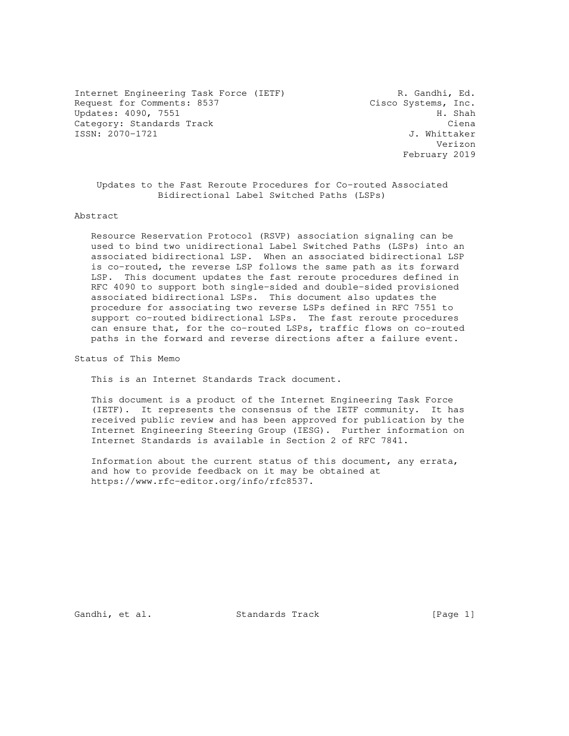Internet Engineering Task Force (IETF) R. Gandhi, Ed.
Request for Comments: 8537 Cisco Systems, Inc.
Updates: 4090, 7551 H. Shah
Category: Standards Track Ciena
ISSN: 2070-1721 J. Whittaker
Verizon
February 2019

# Updates to the Fast Reroute Procedures for Co-routed Associated Bidirectional Label Switched Paths (LSPs)

## Abstract

Resource Reservation Protocol (RSVP) association signaling can be used to bind two unidirectional Label Switched Paths (LSPs) into an associated bidirectional LSP. When an associated bidirectional LSP is co-routed, the reverse LSP follows the same path as its forward LSP. This document updates the fast reroute procedures defined in RFC 4090 to support both single-sided and double-sided provisioned associated bidirectional LSPs. This document also updates the procedure for associating two reverse LSPs defined in RFC 7551 to support co-routed bidirectional LSPs. The fast reroute procedures can ensure that, for the co-routed LSPs, traffic flows on co-routed paths in the forward and reverse directions after a failure event.

## Status of This Memo

This is an Internet Standards Track document.

This document is a product of the Internet Engineering Task Force (IETF). It represents the consensus of the IETF community. It has received public review and has been approved for publication by the Internet Engineering Steering Group (IESG). Further information on Internet Standards is available in Section 2 of RFC 7841.

Information about the current status of this document, any errata, and how to provide feedback on it may be obtained at https://www.rfc-editor.org/info/rfc8537.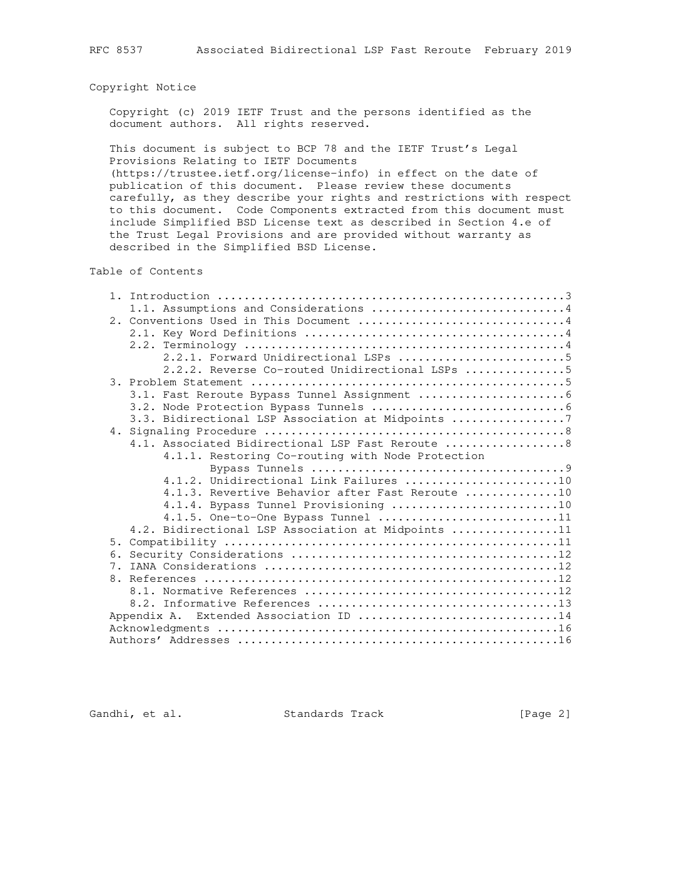## Copyright Notice

Copyright (c) 2019 IETF Trust and the persons identified as the document authors. All rights reserved.

This document is subject to BCP 78 and the IETF Trust's Legal Provisions Relating to IETF Documents (https://trustee.ietf.org/license-info) in effect on the date of publication of this document. Please review these documents carefully, as they describe your rights and restrictions with respect to this document. Code Components extracted from this document must include Simplified BSD License text as described in Section 4.e of the Trust Legal Provisions and are provided without warranty as described in the Simplified BSD License.

## Table of Contents

```
   1. Introduction ....................................................3
      1.1. Assumptions and Considerations .............................4
   2. Conventions Used in This Document ...............................4
      2.1. Key Word Definitions .......................................4
      2.2. Terminology ................................................4
           2.2.1. Forward Unidirectional LSPs .........................5
           2.2.2. Reverse Co-routed Unidirectional LSPs ...............5
   3. Problem Statement ...............................................5
      3.1. Fast Reroute Bypass Tunnel Assignment ......................6
      3.2. Node Protection Bypass Tunnels .............................6
      3.3. Bidirectional LSP Association at Midpoints .................7
   4. Signaling Procedure .............................................8
      4.1. Associated Bidirectional LSP Fast Reroute ..................8
           4.1.1. Restoring Co-routing with Node Protection
                  Bypass Tunnels ......................................9
           4.1.2. Unidirectional Link Failures .......................10
           4.1.3. Revertive Behavior after Fast Reroute ..............10
           4.1.4. Bypass Tunnel Provisioning .........................10
           4.1.5. One-to-One Bypass Tunnel ...........................11
      4.2. Bidirectional LSP Association at Midpoints ................11
   5. Compatibility ..................................................11
   6. Security Considerations ........................................12
   7. IANA Considerations ............................................12
   8. References .....................................................12
      8.1. Normative References ......................................12
      8.2. Informative References ....................................13
   Appendix A.  Extended Association ID ..............................14
   Acknowledgments ...................................................16
   Authors' Addresses ................................................16
```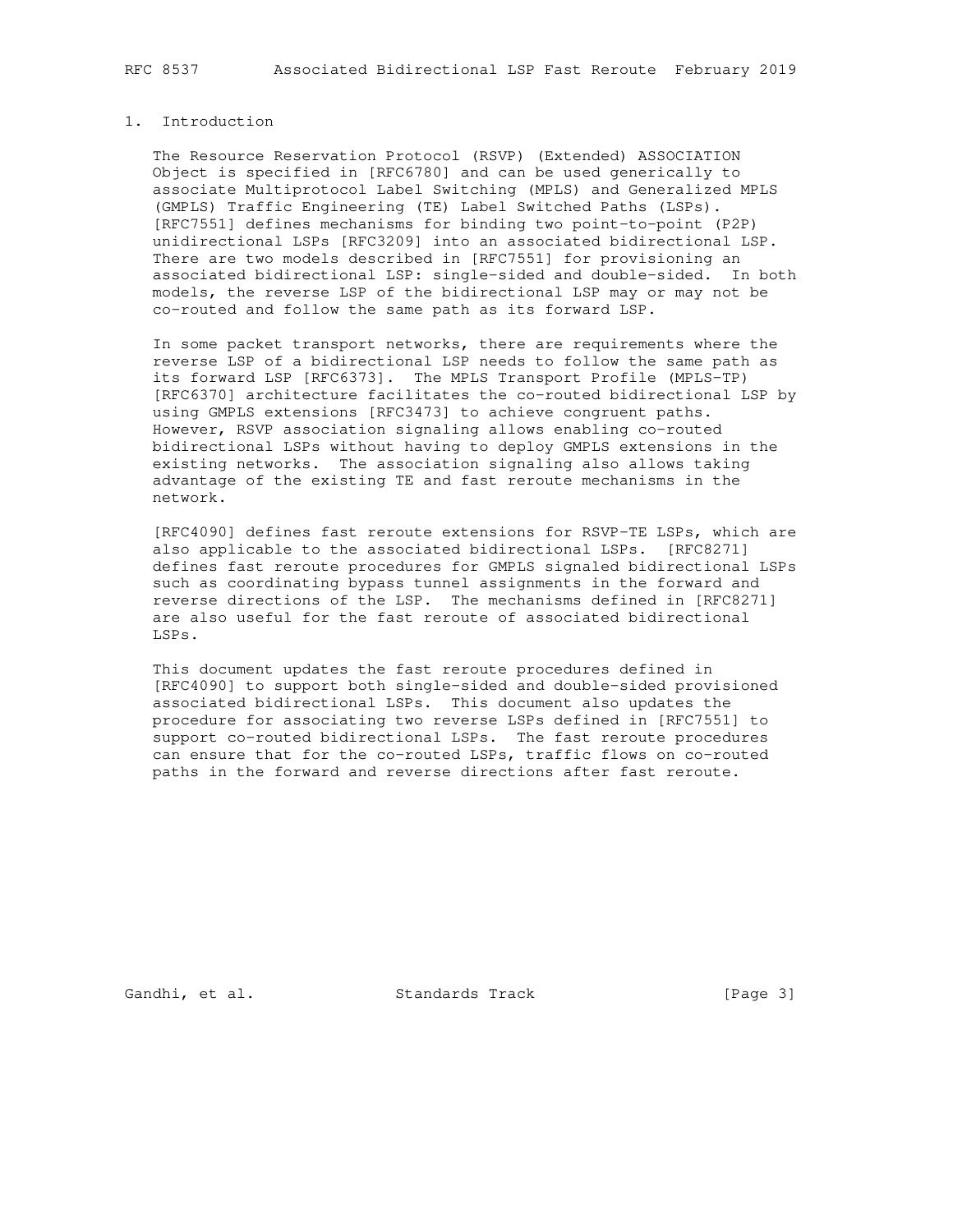# 1. Introduction

The Resource Reservation Protocol (RSVP) (Extended) ASSOCIATION Object is specified in [RFC6780] and can be used generically to associate Multiprotocol Label Switching (MPLS) and Generalized MPLS (GMPLS) Traffic Engineering (TE) Label Switched Paths (LSPs). [RFC7551] defines mechanisms for binding two point-to-point (P2P) unidirectional LSPs [RFC3209] into an associated bidirectional LSP. There are two models described in [RFC7551] for provisioning an associated bidirectional LSP: single-sided and double-sided. In both models, the reverse LSP of the bidirectional LSP may or may not be co-routed and follow the same path as its forward LSP.

In some packet transport networks, there are requirements where the reverse LSP of a bidirectional LSP needs to follow the same path as its forward LSP [RFC6373]. The MPLS Transport Profile (MPLS-TP) [RFC6370] architecture facilitates the co-routed bidirectional LSP by using GMPLS extensions [RFC3473] to achieve congruent paths. However, RSVP association signaling allows enabling co-routed bidirectional LSPs without having to deploy GMPLS extensions in the existing networks. The association signaling also allows taking advantage of the existing TE and fast reroute mechanisms in the network.

[RFC4090] defines fast reroute extensions for RSVP-TE LSPs, which are also applicable to the associated bidirectional LSPs. [RFC8271] defines fast reroute procedures for GMPLS signaled bidirectional LSPs such as coordinating bypass tunnel assignments in the forward and reverse directions of the LSP. The mechanisms defined in [RFC8271] are also useful for the fast reroute of associated bidirectional LSPs.

This document updates the fast reroute procedures defined in [RFC4090] to support both single-sided and double-sided provisioned associated bidirectional LSPs. This document also updates the procedure for associating two reverse LSPs defined in [RFC7551] to support co-routed bidirectional LSPs. The fast reroute procedures can ensure that for the co-routed LSPs, traffic flows on co-routed paths in the forward and reverse directions after fast reroute.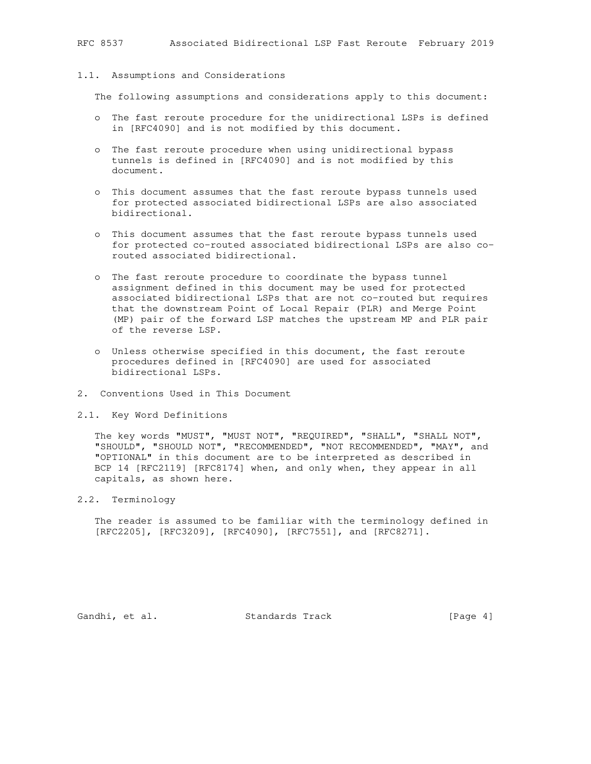### 1.1. Assumptions and Considerations

The following assumptions and considerations apply to this document:

- The fast reroute procedure for the unidirectional LSPs is defined in [RFC4090] and is not modified by this document.

- The fast reroute procedure when using unidirectional bypass tunnels is defined in [RFC4090] and is not modified by this document.

- This document assumes that the fast reroute bypass tunnels used for protected associated bidirectional LSPs are also associated bidirectional.

- This document assumes that the fast reroute bypass tunnels used for protected co-routed associated bidirectional LSPs are also co-routed associated bidirectional.

- The fast reroute procedure to coordinate the bypass tunnel assignment defined in this document may be used for protected associated bidirectional LSPs that are not co-routed but requires that the downstream Point of Local Repair (PLR) and Merge Point (MP) pair of the forward LSP matches the upstream MP and PLR pair of the reverse LSP.

- Unless otherwise specified in this document, the fast reroute procedures defined in [RFC4090] are used for associated bidirectional LSPs.

## 2. Conventions Used in This Document

### 2.1. Key Word Definitions

The key words "MUST", "MUST NOT", "REQUIRED", "SHALL", "SHALL NOT", "SHOULD", "SHOULD NOT", "RECOMMENDED", "NOT RECOMMENDED", "MAY", and "OPTIONAL" in this document are to be interpreted as described in BCP 14 [RFC2119] [RFC8174] when, and only when, they appear in all capitals, as shown here.

### 2.2. Terminology

The reader is assumed to be familiar with the terminology defined in [RFC2205], [RFC3209], [RFC4090], [RFC7551], and [RFC8271].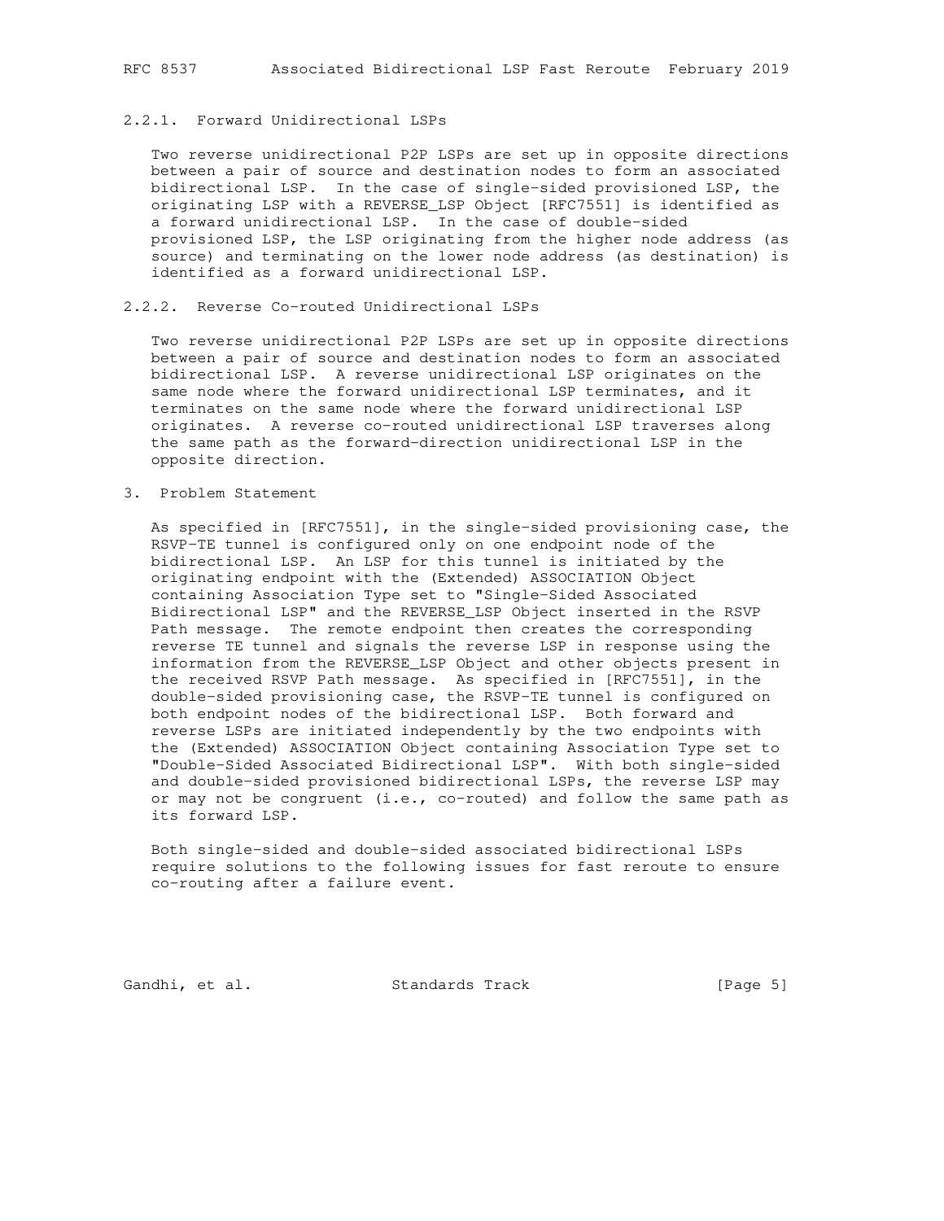#### 2.2.1. Forward Unidirectional LSPs

Two reverse unidirectional P2P LSPs are set up in opposite directions between a pair of source and destination nodes to form an associated bidirectional LSP. In the case of single-sided provisioned LSP, the originating LSP with a REVERSE_LSP Object [RFC7551] is identified as a forward unidirectional LSP. In the case of double-sided provisioned LSP, the LSP originating from the higher node address (as source) and terminating on the lower node address (as destination) is identified as a forward unidirectional LSP.

#### 2.2.2. Reverse Co-routed Unidirectional LSPs

Two reverse unidirectional P2P LSPs are set up in opposite directions between a pair of source and destination nodes to form an associated bidirectional LSP. A reverse unidirectional LSP originates on the same node where the forward unidirectional LSP terminates, and it terminates on the same node where the forward unidirectional LSP originates. A reverse co-routed unidirectional LSP traverses along the same path as the forward-direction unidirectional LSP in the opposite direction.

## 3. Problem Statement

As specified in [RFC7551], in the single-sided provisioning case, the RSVP-TE tunnel is configured only on one endpoint node of the bidirectional LSP. An LSP for this tunnel is initiated by the originating endpoint with the (Extended) ASSOCIATION Object containing Association Type set to "Single-Sided Associated Bidirectional LSP" and the REVERSE_LSP Object inserted in the RSVP Path message. The remote endpoint then creates the corresponding reverse TE tunnel and signals the reverse LSP in response using the information from the REVERSE_LSP Object and other objects present in the received RSVP Path message. As specified in [RFC7551], in the double-sided provisioning case, the RSVP-TE tunnel is configured on both endpoint nodes of the bidirectional LSP. Both forward and reverse LSPs are initiated independently by the two endpoints with the (Extended) ASSOCIATION Object containing Association Type set to "Double-Sided Associated Bidirectional LSP". With both single-sided and double-sided provisioned bidirectional LSPs, the reverse LSP may or may not be congruent (i.e., co-routed) and follow the same path as its forward LSP.

Both single-sided and double-sided associated bidirectional LSPs require solutions to the following issues for fast reroute to ensure co-routing after a failure event.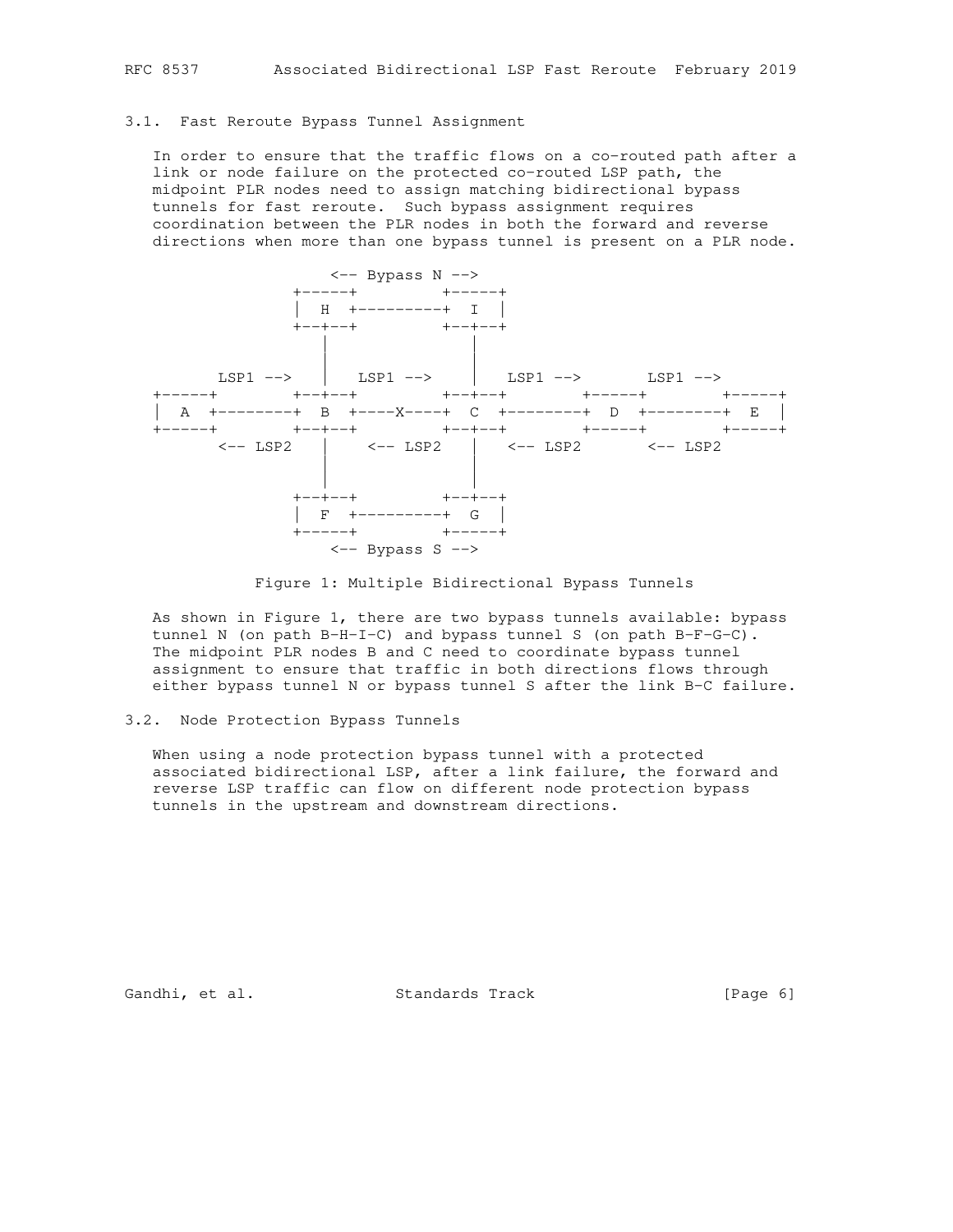### 3.1. Fast Reroute Bypass Tunnel Assignment

In order to ensure that the traffic flows on a co-routed path after a link or node failure on the protected co-routed LSP path, the midpoint PLR nodes need to assign matching bidirectional bypass tunnels for fast reroute. Such bypass assignment requires coordination between the PLR nodes in both the forward and reverse directions when more than one bypass tunnel is present on a PLR node.

```
                      <-- Bypass N -->
                  +-----+         +-----+
                  |  H  +---------+  I  |
                  +--+--+         +--+--+
                     |               |
                     |               |
         LSP1 -->    |   LSP1 -->    |   LSP1 -->       LSP1 -->
+-----+           +--+--+         +--+--+        +-----+        +-----+
|  A  +-----------+  B  +----X----+  C  +--------+  D  +--------+  E  |
+-----+           +--+--+         +--+--+        +-----+        +-----+
       <-- LSP2      |    <-- LSP2   |   <-- LSP2       <-- LSP2
                     |               |
                     |               |
                  +--+--+         +--+--+
                  |  F  +---------+  G  |
                  +-----+         +-----+
                      <-- Bypass S -->
```

Figure 1: Multiple Bidirectional Bypass Tunnels

As shown in Figure 1, there are two bypass tunnels available: bypass tunnel N (on path B-H-I-C) and bypass tunnel S (on path B-F-G-C). The midpoint PLR nodes B and C need to coordinate bypass tunnel assignment to ensure that traffic in both directions flows through either bypass tunnel N or bypass tunnel S after the link B-C failure.

### 3.2. Node Protection Bypass Tunnels

When using a node protection bypass tunnel with a protected associated bidirectional LSP, after a link failure, the forward and reverse LSP traffic can flow on different node protection bypass tunnels in the upstream and downstream directions.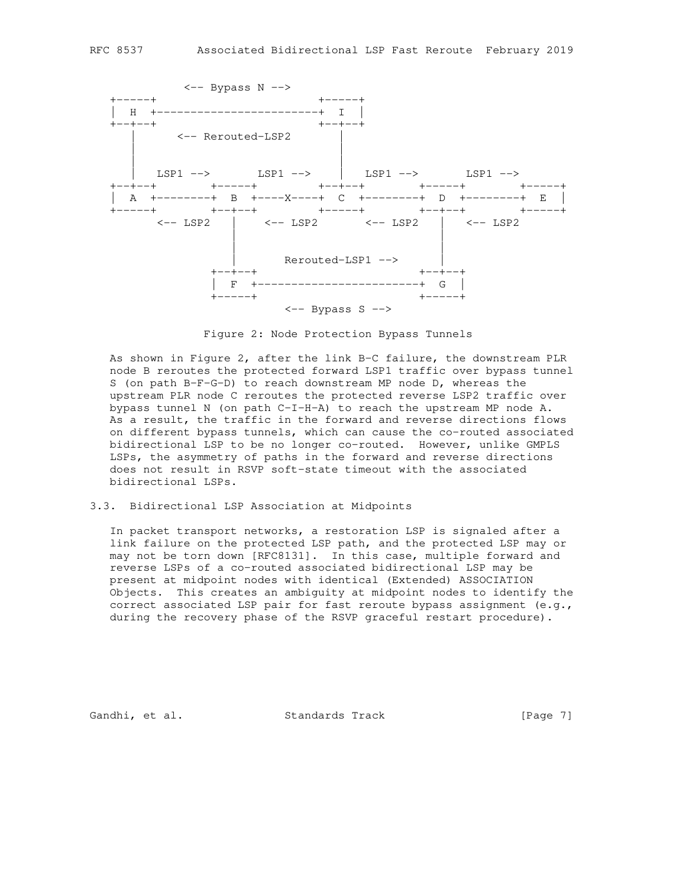```
            <-- Bypass N -->
 +-----+                        +-----+
 |  H  +------------------------+  I  |
 +--+--+                        +--+--+
    |      <-- Rerouted-LSP2       |
    |                              |
    |                              |
    |   LSP1 -->       LSP1 -->    |   LSP1 -->       LSP1 -->
 +--+--+        +-----+         +--+--+        +-----+        +-----+
 |  A  +--------+  B  +----X----+  C  +--------+  D  +--------+  E  |
 +-----+        +--+--+         +-----+        +--+--+        +-----+
       <-- LSP2    |    <-- LSP2       <-- LSP2   |   <-- LSP2
                   |                              |
                   |                              |
                   |       Rerouted-LSP1 -->      |
                +--+--+                        +--+--+
                |  F  +------------------------+  G  |
                +-----+                        +-----+
                           <-- Bypass S -->
```

Figure 2: Node Protection Bypass Tunnels

As shown in Figure 2, after the link B-C failure, the downstream PLR node B reroutes the protected forward LSP1 traffic over bypass tunnel S (on path B-F-G-D) to reach downstream MP node D, whereas the upstream PLR node C reroutes the protected reverse LSP2 traffic over bypass tunnel N (on path C-I-H-A) to reach the upstream MP node A. As a result, the traffic in the forward and reverse directions flows on different bypass tunnels, which can cause the co-routed associated bidirectional LSP to be no longer co-routed. However, unlike GMPLS LSPs, the asymmetry of paths in the forward and reverse directions does not result in RSVP soft-state timeout with the associated bidirectional LSPs.

### 3.3. Bidirectional LSP Association at Midpoints

In packet transport networks, a restoration LSP is signaled after a link failure on the protected LSP path, and the protected LSP may or may not be torn down [RFC8131]. In this case, multiple forward and reverse LSPs of a co-routed associated bidirectional LSP may be present at midpoint nodes with identical (Extended) ASSOCIATION Objects. This creates an ambiguity at midpoint nodes to identify the correct associated LSP pair for fast reroute bypass assignment (e.g., during the recovery phase of the RSVP graceful restart procedure).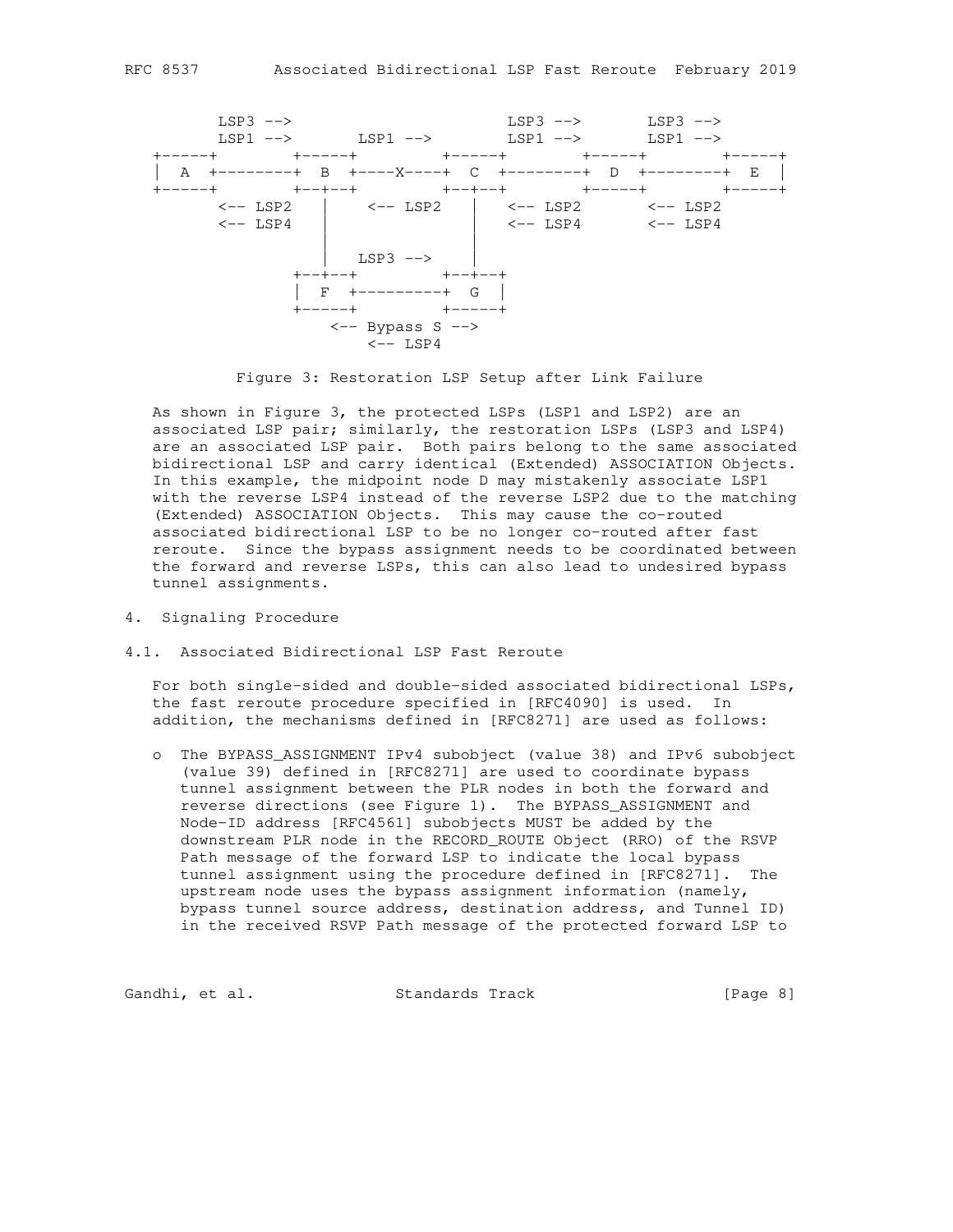```
       LSP3 -->                          LSP3 -->       LSP3 -->
       LSP1 -->       LSP1 -->           LSP1 -->       LSP1 -->
   +-----+        +-----+         +-----+        +-----+        +-----+
   |  A  +--------+  B  +----X----+  C  +--------+  D  +--------+  E  |
   +-----+        +--+--+         +--+--+        +-----+        +-----+
       <-- LSP2      |    <-- LSP2   |   <-- LSP2       <-- LSP2
       <-- LSP4      |               |   <-- LSP4       <-- LSP4
                     |               |
                     |    LSP3 -->   |
                  +--+--+         +--+--+
                  |  F  +---------+  G  |
                  +-----+         +-----+
                      <-- Bypass S -->
                          <-- LSP4
```

Figure 3: Restoration LSP Setup after Link Failure

As shown in Figure 3, the protected LSPs (LSP1 and LSP2) are an associated LSP pair; similarly, the restoration LSPs (LSP3 and LSP4) are an associated LSP pair. Both pairs belong to the same associated bidirectional LSP and carry identical (Extended) ASSOCIATION Objects. In this example, the midpoint node D may mistakenly associate LSP1 with the reverse LSP4 instead of the reverse LSP2 due to the matching (Extended) ASSOCIATION Objects. This may cause the co-routed associated bidirectional LSP to be no longer co-routed after fast reroute. Since the bypass assignment needs to be coordinated between the forward and reverse LSPs, this can also lead to undesired bypass tunnel assignments.

## 4. Signaling Procedure

### 4.1. Associated Bidirectional LSP Fast Reroute

For both single-sided and double-sided associated bidirectional LSPs, the fast reroute procedure specified in [RFC4090] is used. In addition, the mechanisms defined in [RFC8271] are used as follows:

- The BYPASS_ASSIGNMENT IPv4 subobject (value 38) and IPv6 subobject (value 39) defined in [RFC8271] are used to coordinate bypass tunnel assignment between the PLR nodes in both the forward and reverse directions (see Figure 1). The BYPASS_ASSIGNMENT and Node-ID address [RFC4561] subobjects MUST be added by the downstream PLR node in the RECORD_ROUTE Object (RRO) of the RSVP Path message of the forward LSP to indicate the local bypass tunnel assignment using the procedure defined in [RFC8271]. The upstream node uses the bypass assignment information (namely, bypass tunnel source address, destination address, and Tunnel ID) in the received RSVP Path message of the protected forward LSP to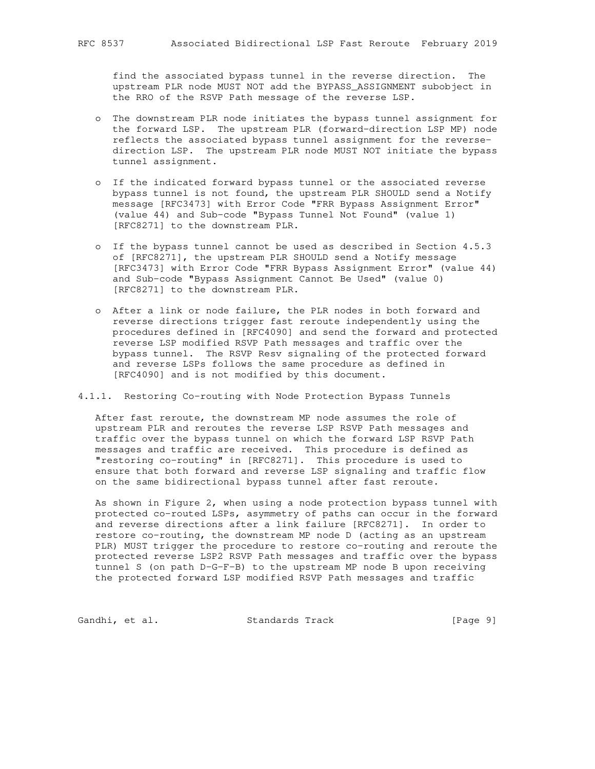find the associated bypass tunnel in the reverse direction. The upstream PLR node MUST NOT add the BYPASS_ASSIGNMENT subobject in the RRO of the RSVP Path message of the reverse LSP.

- The downstream PLR node initiates the bypass tunnel assignment for the forward LSP. The upstream PLR (forward-direction LSP MP) node reflects the associated bypass tunnel assignment for the reverse-direction LSP. The upstream PLR node MUST NOT initiate the bypass tunnel assignment.

- If the indicated forward bypass tunnel or the associated reverse bypass tunnel is not found, the upstream PLR SHOULD send a Notify message [RFC3473] with Error Code "FRR Bypass Assignment Error" (value 44) and Sub-code "Bypass Tunnel Not Found" (value 1) [RFC8271] to the downstream PLR.

- If the bypass tunnel cannot be used as described in Section 4.5.3 of [RFC8271], the upstream PLR SHOULD send a Notify message [RFC3473] with Error Code "FRR Bypass Assignment Error" (value 44) and Sub-code "Bypass Assignment Cannot Be Used" (value 0) [RFC8271] to the downstream PLR.

- After a link or node failure, the PLR nodes in both forward and reverse directions trigger fast reroute independently using the procedures defined in [RFC4090] and send the forward and protected reverse LSP modified RSVP Path messages and traffic over the bypass tunnel. The RSVP Resv signaling of the protected forward and reverse LSPs follows the same procedure as defined in [RFC4090] and is not modified by this document.

#### 4.1.1. Restoring Co-routing with Node Protection Bypass Tunnels

After fast reroute, the downstream MP node assumes the role of upstream PLR and reroutes the reverse LSP RSVP Path messages and traffic over the bypass tunnel on which the forward LSP RSVP Path messages and traffic are received. This procedure is defined as "restoring co-routing" in [RFC8271]. This procedure is used to ensure that both forward and reverse LSP signaling and traffic flow on the same bidirectional bypass tunnel after fast reroute.

As shown in Figure 2, when using a node protection bypass tunnel with protected co-routed LSPs, asymmetry of paths can occur in the forward and reverse directions after a link failure [RFC8271]. In order to restore co-routing, the downstream MP node D (acting as an upstream PLR) MUST trigger the procedure to restore co-routing and reroute the protected reverse LSP2 RSVP Path messages and traffic over the bypass tunnel S (on path D-G-F-B) to the upstream MP node B upon receiving the protected forward LSP modified RSVP Path messages and traffic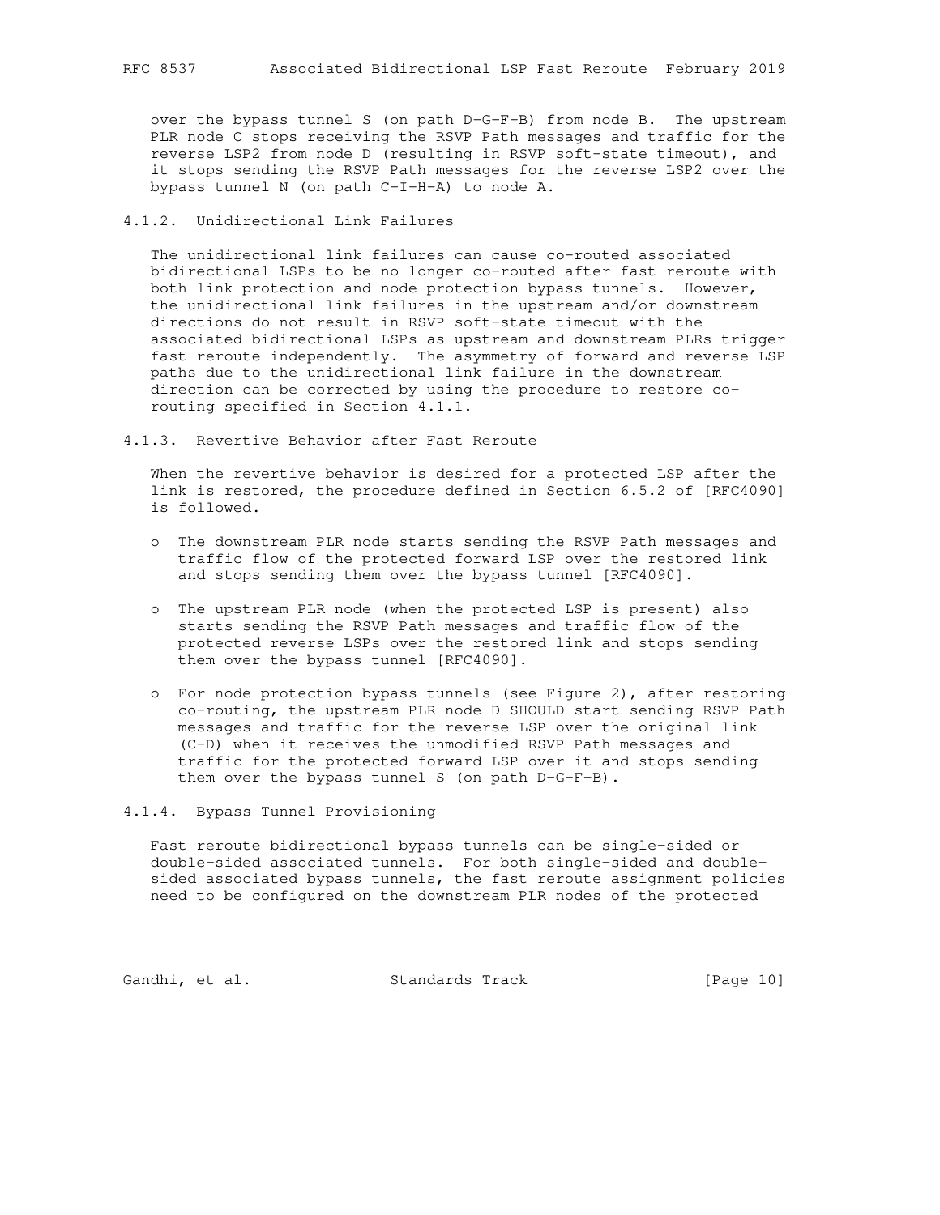over the bypass tunnel S (on path D-G-F-B) from node B. The upstream PLR node C stops receiving the RSVP Path messages and traffic for the reverse LSP2 from node D (resulting in RSVP soft-state timeout), and it stops sending the RSVP Path messages for the reverse LSP2 over the bypass tunnel N (on path C-I-H-A) to node A.

### 4.1.2. Unidirectional Link Failures

The unidirectional link failures can cause co-routed associated bidirectional LSPs to be no longer co-routed after fast reroute with both link protection and node protection bypass tunnels. However, the unidirectional link failures in the upstream and/or downstream directions do not result in RSVP soft-state timeout with the associated bidirectional LSPs as upstream and downstream PLRs trigger fast reroute independently. The asymmetry of forward and reverse LSP paths due to the unidirectional link failure in the downstream direction can be corrected by using the procedure to restore co-routing specified in Section 4.1.1.

### 4.1.3. Revertive Behavior after Fast Reroute

When the revertive behavior is desired for a protected LSP after the link is restored, the procedure defined in Section 6.5.2 of [RFC4090] is followed.

- The downstream PLR node starts sending the RSVP Path messages and traffic flow of the protected forward LSP over the restored link and stops sending them over the bypass tunnel [RFC4090].

- The upstream PLR node (when the protected LSP is present) also starts sending the RSVP Path messages and traffic flow of the protected reverse LSPs over the restored link and stops sending them over the bypass tunnel [RFC4090].

- For node protection bypass tunnels (see Figure 2), after restoring co-routing, the upstream PLR node D SHOULD start sending RSVP Path messages and traffic for the reverse LSP over the original link (C-D) when it receives the unmodified RSVP Path messages and traffic for the protected forward LSP over it and stops sending them over the bypass tunnel S (on path D-G-F-B).

### 4.1.4. Bypass Tunnel Provisioning

Fast reroute bidirectional bypass tunnels can be single-sided or double-sided associated tunnels. For both single-sided and double-sided associated bypass tunnels, the fast reroute assignment policies need to be configured on the downstream PLR nodes of the protected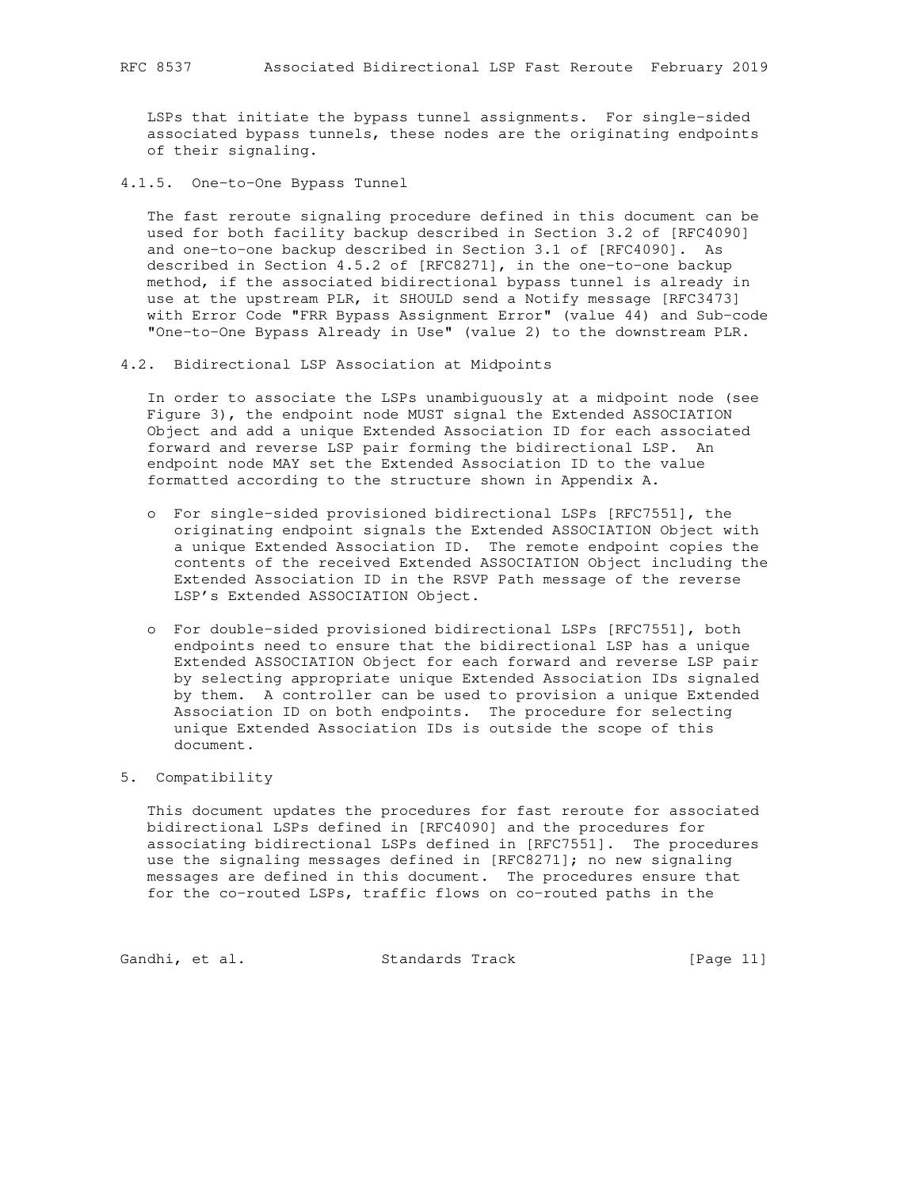LSPs that initiate the bypass tunnel assignments. For single-sided associated bypass tunnels, these nodes are the originating endpoints of their signaling.

#### 4.1.5. One-to-One Bypass Tunnel

The fast reroute signaling procedure defined in this document can be used for both facility backup described in Section 3.2 of [RFC4090] and one-to-one backup described in Section 3.1 of [RFC4090]. As described in Section 4.5.2 of [RFC8271], in the one-to-one backup method, if the associated bidirectional bypass tunnel is already in use at the upstream PLR, it SHOULD send a Notify message [RFC3473] with Error Code "FRR Bypass Assignment Error" (value 44) and Sub-code "One-to-One Bypass Already in Use" (value 2) to the downstream PLR.

### 4.2. Bidirectional LSP Association at Midpoints

In order to associate the LSPs unambiguously at a midpoint node (see Figure 3), the endpoint node MUST signal the Extended ASSOCIATION Object and add a unique Extended Association ID for each associated forward and reverse LSP pair forming the bidirectional LSP. An endpoint node MAY set the Extended Association ID to the value formatted according to the structure shown in Appendix A.

- For single-sided provisioned bidirectional LSPs [RFC7551], the originating endpoint signals the Extended ASSOCIATION Object with a unique Extended Association ID. The remote endpoint copies the contents of the received Extended ASSOCIATION Object including the Extended Association ID in the RSVP Path message of the reverse LSP's Extended ASSOCIATION Object.

- For double-sided provisioned bidirectional LSPs [RFC7551], both endpoints need to ensure that the bidirectional LSP has a unique Extended ASSOCIATION Object for each forward and reverse LSP pair by selecting appropriate unique Extended Association IDs signaled by them. A controller can be used to provision a unique Extended Association ID on both endpoints. The procedure for selecting unique Extended Association IDs is outside the scope of this document.

## 5. Compatibility

This document updates the procedures for fast reroute for associated bidirectional LSPs defined in [RFC4090] and the procedures for associating bidirectional LSPs defined in [RFC7551]. The procedures use the signaling messages defined in [RFC8271]; no new signaling messages are defined in this document. The procedures ensure that for the co-routed LSPs, traffic flows on co-routed paths in the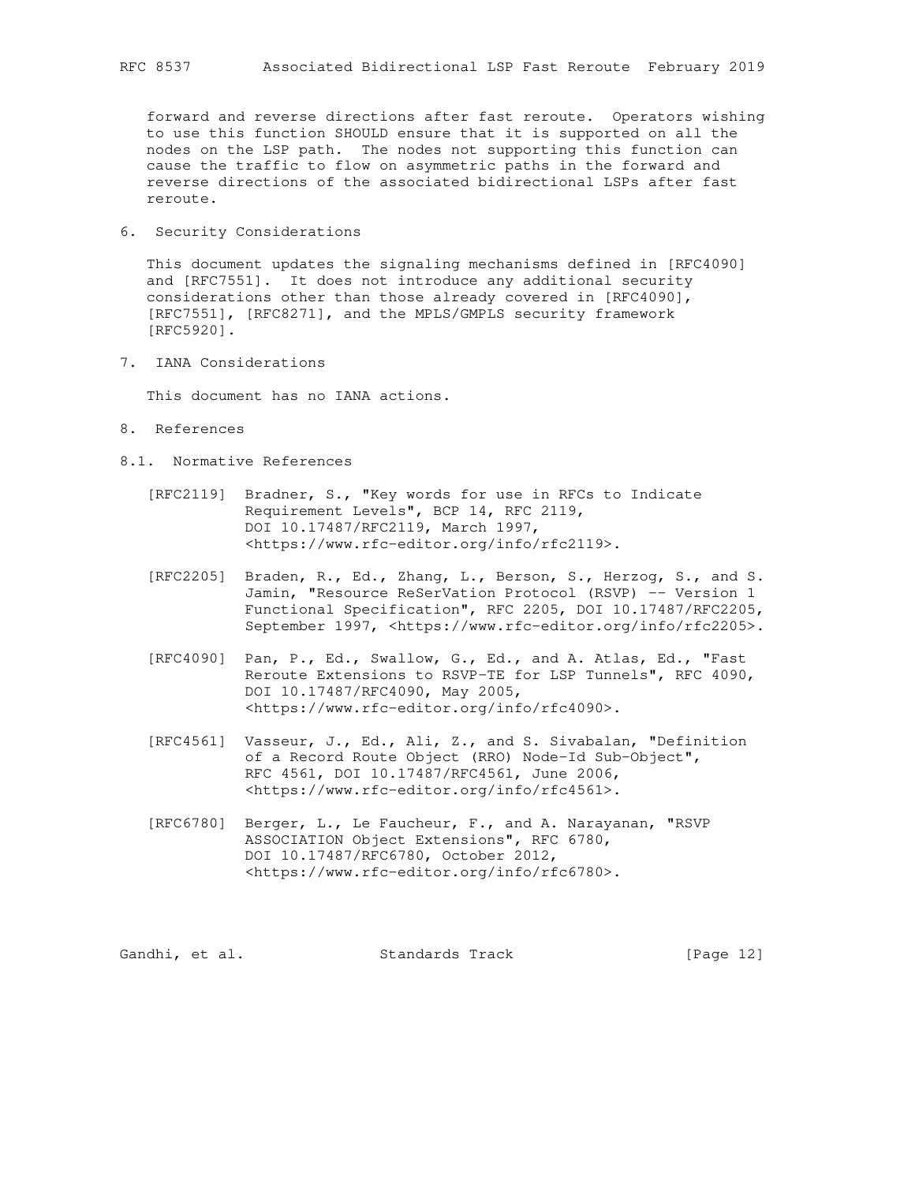forward and reverse directions after fast reroute. Operators wishing to use this function SHOULD ensure that it is supported on all the nodes on the LSP path. The nodes not supporting this function can cause the traffic to flow on asymmetric paths in the forward and reverse directions of the associated bidirectional LSPs after fast reroute.

## 6. Security Considerations

This document updates the signaling mechanisms defined in [RFC4090] and [RFC7551]. It does not introduce any additional security considerations other than those already covered in [RFC4090], [RFC7551], [RFC8271], and the MPLS/GMPLS security framework [RFC5920].

## 7. IANA Considerations

This document has no IANA actions.

## 8. References

### 8.1. Normative References

[RFC2119] Bradner, S., "Key words for use in RFCs to Indicate Requirement Levels", BCP 14, RFC 2119, DOI 10.17487/RFC2119, March 1997, <https://www.rfc-editor.org/info/rfc2119>.

[RFC2205] Braden, R., Ed., Zhang, L., Berson, S., Herzog, S., and S. Jamin, "Resource ReSerVation Protocol (RSVP) -- Version 1 Functional Specification", RFC 2205, DOI 10.17487/RFC2205, September 1997, <https://www.rfc-editor.org/info/rfc2205>.

[RFC4090] Pan, P., Ed., Swallow, G., Ed., and A. Atlas, Ed., "Fast Reroute Extensions to RSVP-TE for LSP Tunnels", RFC 4090, DOI 10.17487/RFC4090, May 2005, <https://www.rfc-editor.org/info/rfc4090>.

[RFC4561] Vasseur, J., Ed., Ali, Z., and S. Sivabalan, "Definition of a Record Route Object (RRO) Node-Id Sub-Object", RFC 4561, DOI 10.17487/RFC4561, June 2006, <https://www.rfc-editor.org/info/rfc4561>.

[RFC6780] Berger, L., Le Faucheur, F., and A. Narayanan, "RSVP ASSOCIATION Object Extensions", RFC 6780, DOI 10.17487/RFC6780, October 2012, <https://www.rfc-editor.org/info/rfc6780>.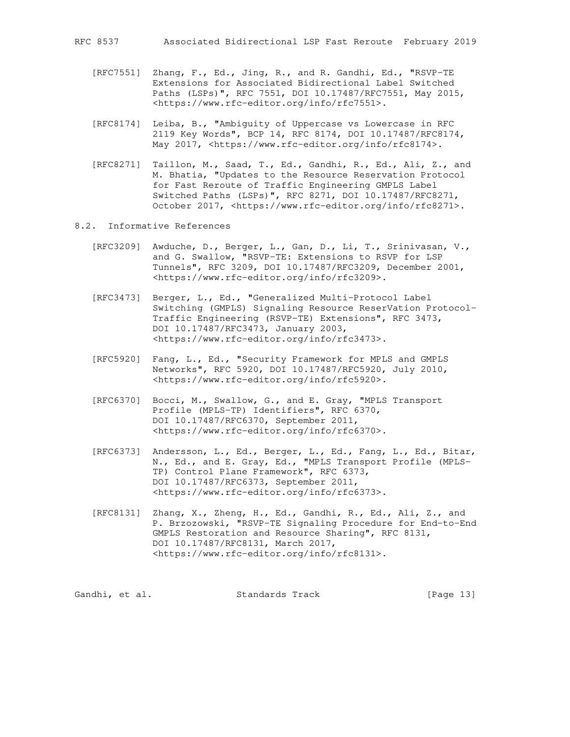[RFC7551] Zhang, F., Ed., Jing, R., and R. Gandhi, Ed., "RSVP-TE Extensions for Associated Bidirectional Label Switched Paths (LSPs)", RFC 7551, DOI 10.17487/RFC7551, May 2015, <https://www.rfc-editor.org/info/rfc7551>.

[RFC8174] Leiba, B., "Ambiguity of Uppercase vs Lowercase in RFC 2119 Key Words", BCP 14, RFC 8174, DOI 10.17487/RFC8174, May 2017, <https://www.rfc-editor.org/info/rfc8174>.

[RFC8271] Taillon, M., Saad, T., Ed., Gandhi, R., Ed., Ali, Z., and M. Bhatia, "Updates to the Resource Reservation Protocol for Fast Reroute of Traffic Engineering GMPLS Label Switched Paths (LSPs)", RFC 8271, DOI 10.17487/RFC8271, October 2017, <https://www.rfc-editor.org/info/rfc8271>.

## 8.2. Informative References

[RFC3209] Awduche, D., Berger, L., Gan, D., Li, T., Srinivasan, V., and G. Swallow, "RSVP-TE: Extensions to RSVP for LSP Tunnels", RFC 3209, DOI 10.17487/RFC3209, December 2001, <https://www.rfc-editor.org/info/rfc3209>.

[RFC3473] Berger, L., Ed., "Generalized Multi-Protocol Label Switching (GMPLS) Signaling Resource ReserVation Protocol-Traffic Engineering (RSVP-TE) Extensions", RFC 3473, DOI 10.17487/RFC3473, January 2003, <https://www.rfc-editor.org/info/rfc3473>.

[RFC5920] Fang, L., Ed., "Security Framework for MPLS and GMPLS Networks", RFC 5920, DOI 10.17487/RFC5920, July 2010, <https://www.rfc-editor.org/info/rfc5920>.

[RFC6370] Bocci, M., Swallow, G., and E. Gray, "MPLS Transport Profile (MPLS-TP) Identifiers", RFC 6370, DOI 10.17487/RFC6370, September 2011, <https://www.rfc-editor.org/info/rfc6370>.

[RFC6373] Andersson, L., Ed., Berger, L., Ed., Fang, L., Ed., Bitar, N., Ed., and E. Gray, Ed., "MPLS Transport Profile (MPLS-TP) Control Plane Framework", RFC 6373, DOI 10.17487/RFC6373, September 2011, <https://www.rfc-editor.org/info/rfc6373>.

[RFC8131] Zhang, X., Zheng, H., Ed., Gandhi, R., Ed., Ali, Z., and P. Brzozowski, "RSVP-TE Signaling Procedure for End-to-End GMPLS Restoration and Resource Sharing", RFC 8131, DOI 10.17487/RFC8131, March 2017, <https://www.rfc-editor.org/info/rfc8131>.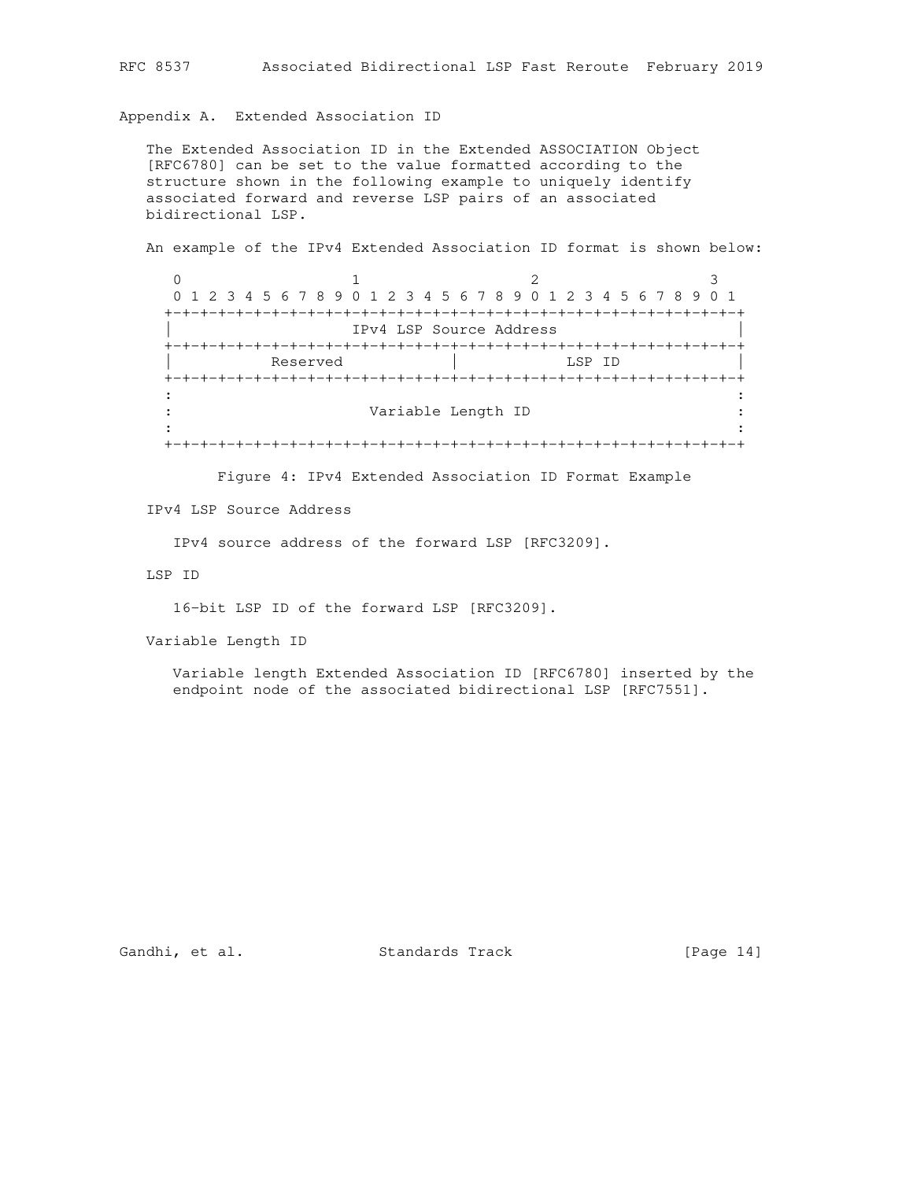## Appendix A. Extended Association ID

The Extended Association ID in the Extended ASSOCIATION Object [RFC6780] can be set to the value formatted according to the structure shown in the following example to uniquely identify associated forward and reverse LSP pairs of an associated bidirectional LSP.

An example of the IPv4 Extended Association ID format is shown below:

```
    0                   1                   2                   3
    0 1 2 3 4 5 6 7 8 9 0 1 2 3 4 5 6 7 8 9 0 1 2 3 4 5 6 7 8 9 0 1
   +-+-+-+-+-+-+-+-+-+-+-+-+-+-+-+-+-+-+-+-+-+-+-+-+-+-+-+-+-+-+-+-+
   |                    IPv4 LSP Source Address                    |
   +-+-+-+-+-+-+-+-+-+-+-+-+-+-+-+-+-+-+-+-+-+-+-+-+-+-+-+-+-+-+-+-+
   |           Reserved            |            LSP ID             |
   +-+-+-+-+-+-+-+-+-+-+-+-+-+-+-+-+-+-+-+-+-+-+-+-+-+-+-+-+-+-+-+-+
   :                                                               :
   :                      Variable Length ID                       :
   :                                                               :
   +-+-+-+-+-+-+-+-+-+-+-+-+-+-+-+-+-+-+-+-+-+-+-+-+-+-+-+-+-+-+-+-+
```

Figure 4: IPv4 Extended Association ID Format Example

IPv4 LSP Source Address

IPv4 source address of the forward LSP [RFC3209].

LSP ID

16-bit LSP ID of the forward LSP [RFC3209].

Variable Length ID

Variable length Extended Association ID [RFC6780] inserted by the endpoint node of the associated bidirectional LSP [RFC7551].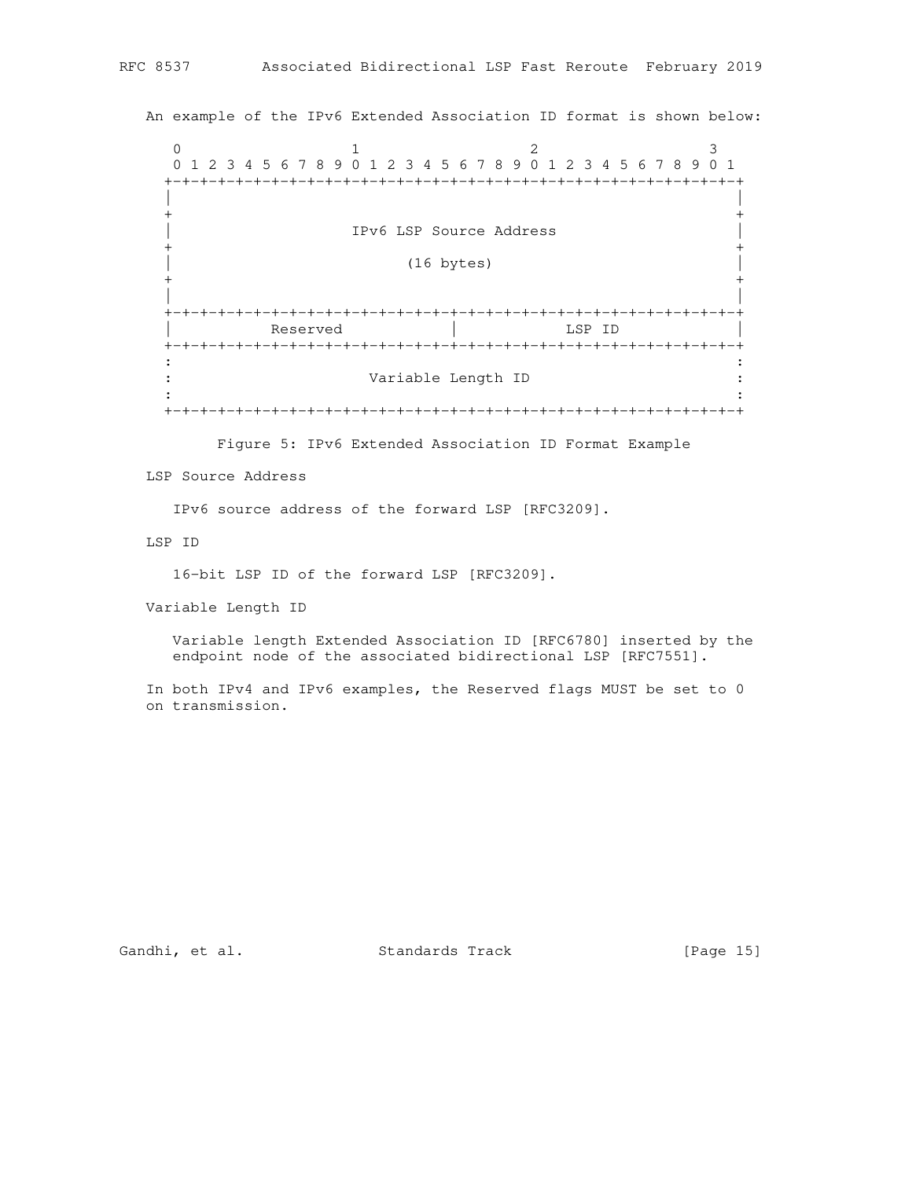An example of the IPv6 Extended Association ID format is shown below:

```
 0                   1                   2                   3
 0 1 2 3 4 5 6 7 8 9 0 1 2 3 4 5 6 7 8 9 0 1 2 3 4 5 6 7 8 9 0 1
+-+-+-+-+-+-+-+-+-+-+-+-+-+-+-+-+-+-+-+-+-+-+-+-+-+-+-+-+-+-+-+-+
|                                                               |
+                                                               +
|                   IPv6 LSP Source Address                     |
+                                                               +
|                         (16 bytes)                            |
+                                                               +
|                                                               |
+-+-+-+-+-+-+-+-+-+-+-+-+-+-+-+-+-+-+-+-+-+-+-+-+-+-+-+-+-+-+-+-+
|           Reserved            |            LSP ID             |
+-+-+-+-+-+-+-+-+-+-+-+-+-+-+-+-+-+-+-+-+-+-+-+-+-+-+-+-+-+-+-+-+
:                                                               :
:                      Variable Length ID                       :
:                                                               :
+-+-+-+-+-+-+-+-+-+-+-+-+-+-+-+-+-+-+-+-+-+-+-+-+-+-+-+-+-+-+-+-+
```

Figure 5: IPv6 Extended Association ID Format Example

LSP Source Address

IPv6 source address of the forward LSP [RFC3209].

LSP ID

16-bit LSP ID of the forward LSP [RFC3209].

Variable Length ID

Variable length Extended Association ID [RFC6780] inserted by the endpoint node of the associated bidirectional LSP [RFC7551].

In both IPv4 and IPv6 examples, the Reserved flags MUST be set to 0 on transmission.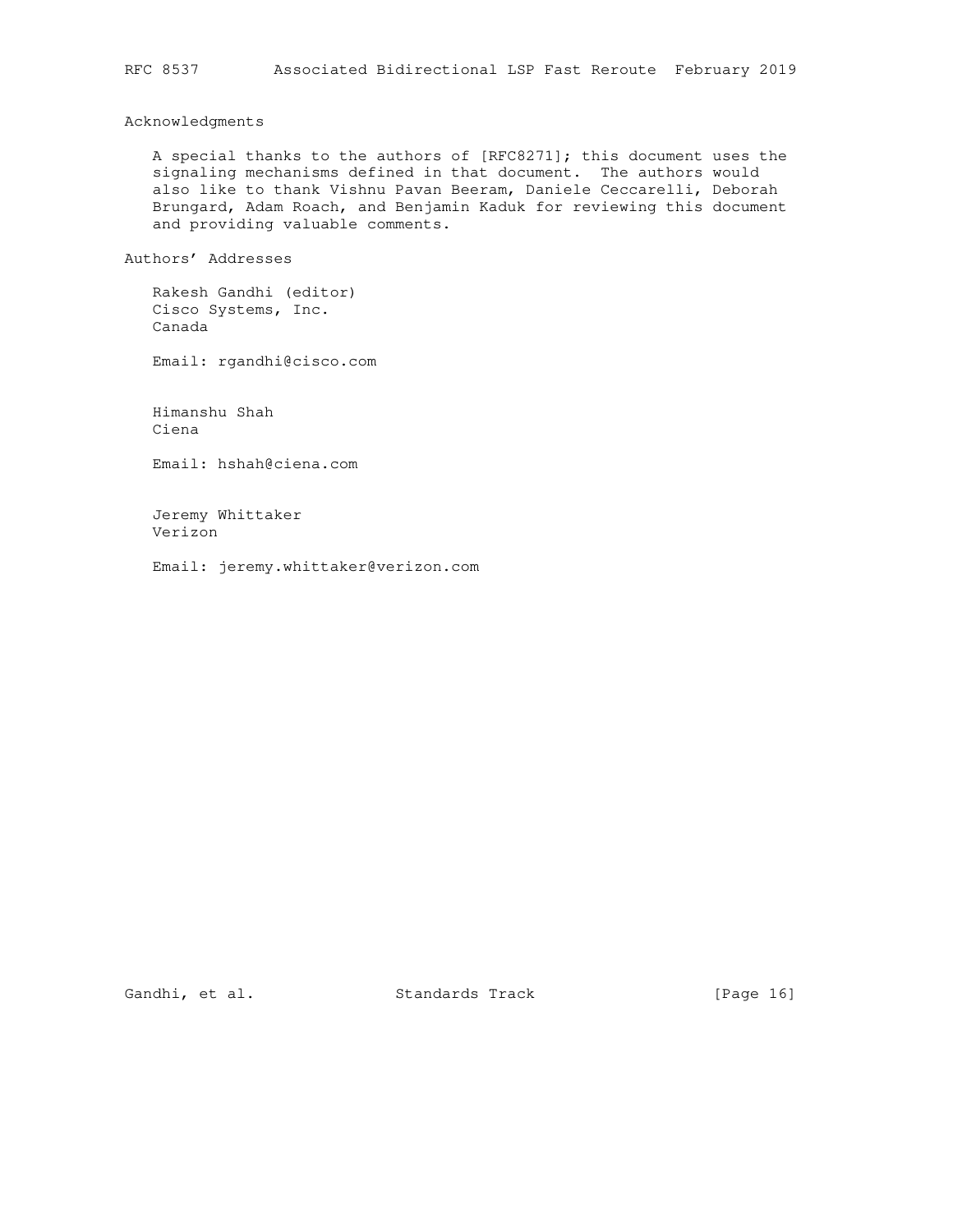## Acknowledgments

A special thanks to the authors of [RFC8271]; this document uses the signaling mechanisms defined in that document. The authors would also like to thank Vishnu Pavan Beeram, Daniele Ceccarelli, Deborah Brungard, Adam Roach, and Benjamin Kaduk for reviewing this document and providing valuable comments.

## Authors' Addresses

Rakesh Gandhi (editor)
Cisco Systems, Inc.
Canada

Email: rgandhi@cisco.com

Himanshu Shah
Ciena

Email: hshah@ciena.com

Jeremy Whittaker
Verizon

Email: jeremy.whittaker@verizon.com